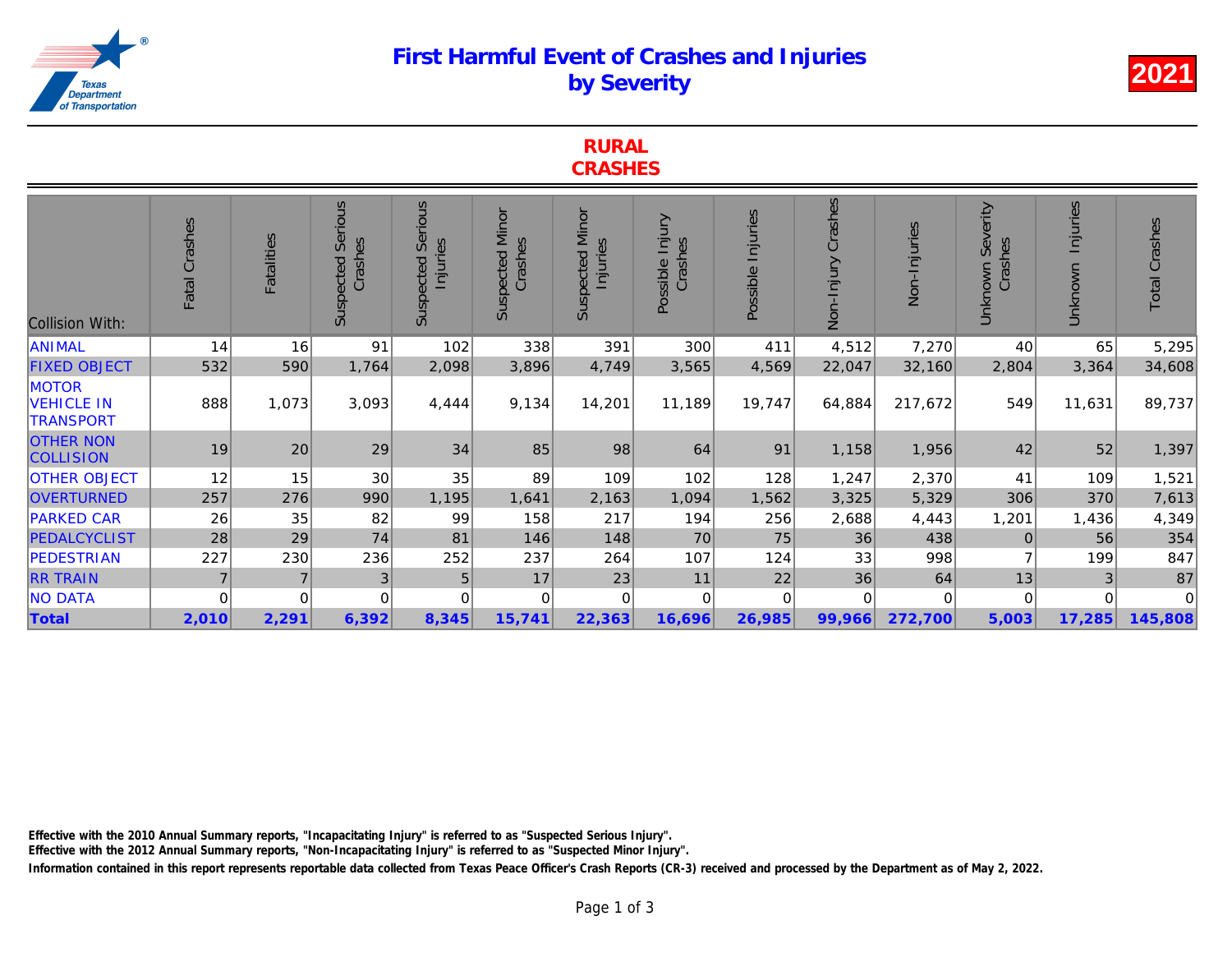# First Harmful Event of Crashes and Injuries by Severity

**2021**

## RURAL CRASHES

| Collision With: | Fatal Crashes | Fatalities | Suspected Serious Crashes | Suspected Serious Injuries | Suspected Minor Crashes | Suspected Minor Injuries | Possible Injury Crashes | Possible Injuries | Non-Injury Crashes | Non-Injuries | Unknown Severity Crashes | Unknown Injuries | Total Crashes |
|---|---|---|---|---|---|---|---|---|---|---|---|---|---|
| ANIMAL | 14 | 16 | 91 | 102 | 338 | 391 | 300 | 411 | 4,512 | 7,270 | 40 | 65 | 5,295 |
| FIXED OBJECT | 532 | 590 | 1,764 | 2,098 | 3,896 | 4,749 | 3,565 | 4,569 | 22,047 | 32,160 | 2,804 | 3,364 | 34,608 |
| MOTOR VEHICLE IN TRANSPORT | 888 | 1,073 | 3,093 | 4,444 | 9,134 | 14,201 | 11,189 | 19,747 | 64,884 | 217,672 | 549 | 11,631 | 89,737 |
| OTHER NON COLLISION | 19 | 20 | 29 | 34 | 85 | 98 | 64 | 91 | 1,158 | 1,956 | 42 | 52 | 1,397 |
| OTHER OBJECT | 12 | 15 | 30 | 35 | 89 | 109 | 102 | 128 | 1,247 | 2,370 | 41 | 109 | 1,521 |
| OVERTURNED | 257 | 276 | 990 | 1,195 | 1,641 | 2,163 | 1,094 | 1,562 | 3,325 | 5,329 | 306 | 370 | 7,613 |
| PARKED CAR | 26 | 35 | 82 | 99 | 158 | 217 | 194 | 256 | 2,688 | 4,443 | 1,201 | 1,436 | 4,349 |
| PEDALCYCLIST | 28 | 29 | 74 | 81 | 146 | 148 | 70 | 75 | 36 | 438 | 0 | 56 | 354 |
| PEDESTRIAN | 227 | 230 | 236 | 252 | 237 | 264 | 107 | 124 | 33 | 998 | 7 | 199 | 847 |
| RR TRAIN | 7 | 7 | 3 | 5 | 17 | 23 | 11 | 22 | 36 | 64 | 13 | 3 | 87 |
| NO DATA | 0 | 0 | 0 | 0 | 0 | 0 | 0 | 0 | 0 | 0 | 0 | 0 | 0 |
| **Total** | **2,010** | **2,291** | **6,392** | **8,345** | **15,741** | **22,363** | **16,696** | **26,985** | **99,966** | **272,700** | **5,003** | **17,285** | **145,808** |

**Effective with the 2010 Annual Summary reports, "Incapacitating Injury" is referred to as "Suspected Serious Injury".**

**Effective with the 2012 Annual Summary reports, "Non-Incapacitating Injury" is referred to as "Suspected Minor Injury".**

**Information contained in this report represents reportable data collected from Texas Peace Officer's Crash Reports (CR-3) received and processed by the Department as of May 2, 2022.**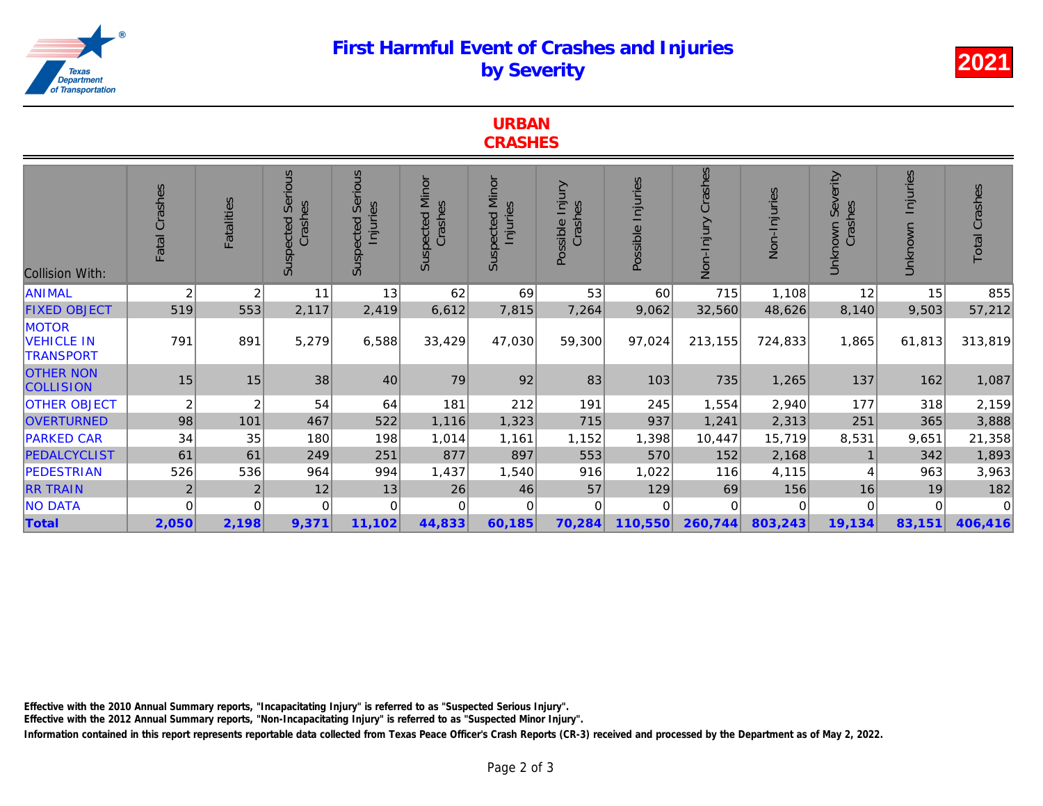# First Harmful Event of Crashes and Injuries by Severity

**2021**

## URBAN CRASHES

| Collision With: | Fatal Crashes | Fatalities | Suspected Serious Crashes | Suspected Serious Injuries | Suspected Minor Crashes | Suspected Minor Injuries | Possible Injury Crashes | Possible Injuries | Non-Injury Crashes | Non-Injuries | Unknown Severity Crashes | Unknown Injuries | Total Crashes |
|---|---|---|---|---|---|---|---|---|---|---|---|---|---|
| ANIMAL | 2 | 2 | 11 | 13 | 62 | 69 | 53 | 60 | 715 | 1,108 | 12 | 15 | 855 |
| FIXED OBJECT | 519 | 553 | 2,117 | 2,419 | 6,612 | 7,815 | 7,264 | 9,062 | 32,560 | 48,626 | 8,140 | 9,503 | 57,212 |
| MOTOR VEHICLE IN TRANSPORT | 791 | 891 | 5,279 | 6,588 | 33,429 | 47,030 | 59,300 | 97,024 | 213,155 | 724,833 | 1,865 | 61,813 | 313,819 |
| OTHER NON COLLISION | 15 | 15 | 38 | 40 | 79 | 92 | 83 | 103 | 735 | 1,265 | 137 | 162 | 1,087 |
| OTHER OBJECT | 2 | 2 | 54 | 64 | 181 | 212 | 191 | 245 | 1,554 | 2,940 | 177 | 318 | 2,159 |
| OVERTURNED | 98 | 101 | 467 | 522 | 1,116 | 1,323 | 715 | 937 | 1,241 | 2,313 | 251 | 365 | 3,888 |
| PARKED CAR | 34 | 35 | 180 | 198 | 1,014 | 1,161 | 1,152 | 1,398 | 10,447 | 15,719 | 8,531 | 9,651 | 21,358 |
| PEDALCYCLIST | 61 | 61 | 249 | 251 | 877 | 897 | 553 | 570 | 152 | 2,168 | 1 | 342 | 1,893 |
| PEDESTRIAN | 526 | 536 | 964 | 994 | 1,437 | 1,540 | 916 | 1,022 | 116 | 4,115 | 4 | 963 | 3,963 |
| RR TRAIN | 2 | 2 | 12 | 13 | 26 | 46 | 57 | 129 | 69 | 156 | 16 | 19 | 182 |
| NO DATA | 0 | 0 | 0 | 0 | 0 | 0 | 0 | 0 | 0 | 0 | 0 | 0 | 0 |
| **Total** | **2,050** | **2,198** | **9,371** | **11,102** | **44,833** | **60,185** | **70,284** | **110,550** | **260,744** | **803,243** | **19,134** | **83,151** | **406,416** |

**Effective with the 2010 Annual Summary reports, "Incapacitating Injury" is referred to as "Suspected Serious Injury".**

**Effective with the 2012 Annual Summary reports, "Non-Incapacitating Injury" is referred to as "Suspected Minor Injury".**

**Information contained in this report represents reportable data collected from Texas Peace Officer's Crash Reports (CR-3) received and processed by the Department as of May 2, 2022.**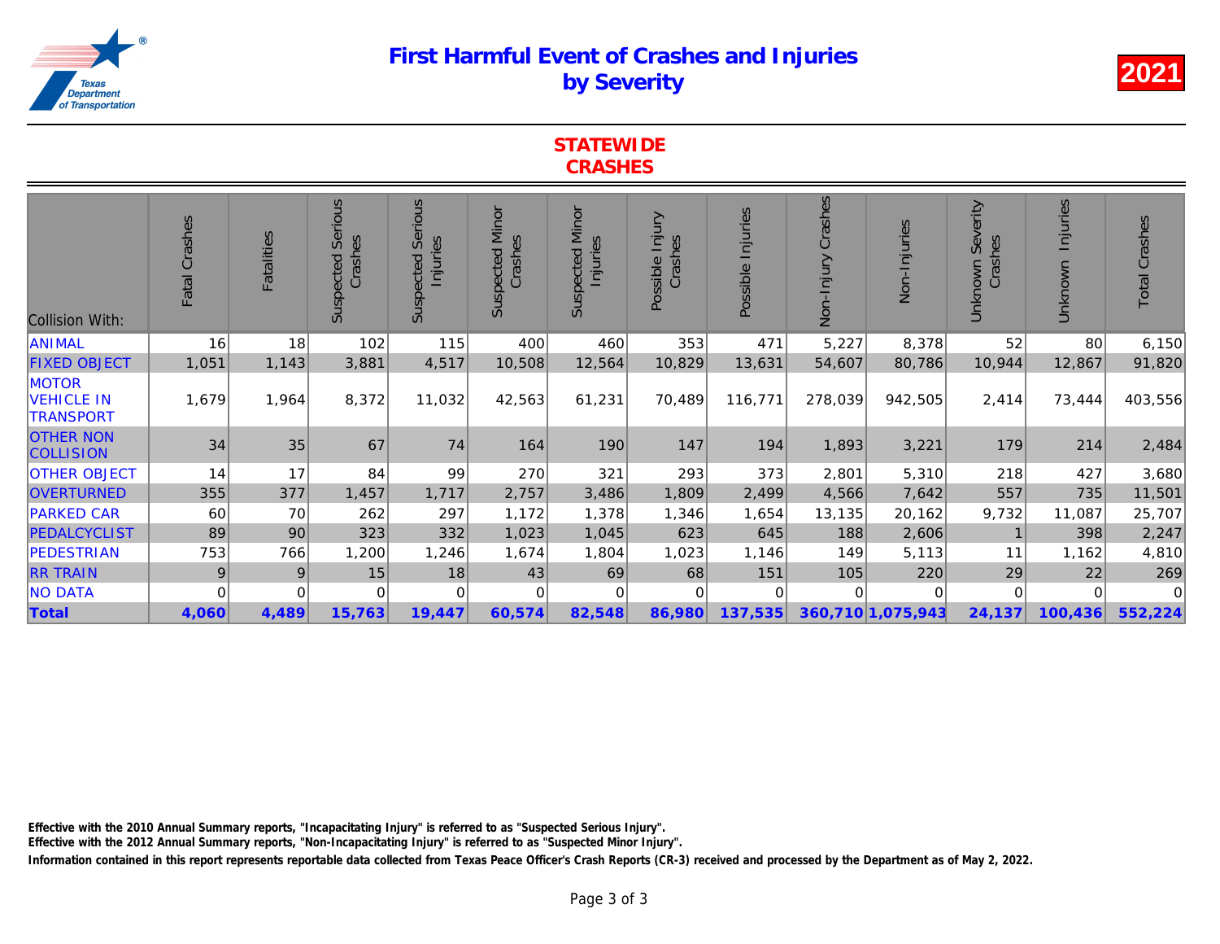# First Harmful Event of Crashes and Injuries by Severity

**2021**

## STATEWIDE CRASHES

| Collision With: | Fatal Crashes | Fatalities | Suspected Serious Crashes | Suspected Serious Injuries | Suspected Minor Crashes | Suspected Minor Injuries | Possible Injury Crashes | Possible Injuries | Non-Injury Crashes | Non-Injuries | Unknown Severity Crashes | Unknown Injuries | Total Crashes |
|---|---|---|---|---|---|---|---|---|---|---|---|---|---|
| ANIMAL | 16 | 18 | 102 | 115 | 400 | 460 | 353 | 471 | 5,227 | 8,378 | 52 | 80 | 6,150 |
| FIXED OBJECT | 1,051 | 1,143 | 3,881 | 4,517 | 10,508 | 12,564 | 10,829 | 13,631 | 54,607 | 80,786 | 10,944 | 12,867 | 91,820 |
| MOTOR VEHICLE IN TRANSPORT | 1,679 | 1,964 | 8,372 | 11,032 | 42,563 | 61,231 | 70,489 | 116,771 | 278,039 | 942,505 | 2,414 | 73,444 | 403,556 |
| OTHER NON COLLISION | 34 | 35 | 67 | 74 | 164 | 190 | 147 | 194 | 1,893 | 3,221 | 179 | 214 | 2,484 |
| OTHER OBJECT | 14 | 17 | 84 | 99 | 270 | 321 | 293 | 373 | 2,801 | 5,310 | 218 | 427 | 3,680 |
| OVERTURNED | 355 | 377 | 1,457 | 1,717 | 2,757 | 3,486 | 1,809 | 2,499 | 4,566 | 7,642 | 557 | 735 | 11,501 |
| PARKED CAR | 60 | 70 | 262 | 297 | 1,172 | 1,378 | 1,346 | 1,654 | 13,135 | 20,162 | 9,732 | 11,087 | 25,707 |
| PEDALCYCLIST | 89 | 90 | 323 | 332 | 1,023 | 1,045 | 623 | 645 | 188 | 2,606 | 1 | 398 | 2,247 |
| PEDESTRIAN | 753 | 766 | 1,200 | 1,246 | 1,674 | 1,804 | 1,023 | 1,146 | 149 | 5,113 | 11 | 1,162 | 4,810 |
| RR TRAIN | 9 | 9 | 15 | 18 | 43 | 69 | 68 | 151 | 105 | 220 | 29 | 22 | 269 |
| NO DATA | 0 | 0 | 0 | 0 | 0 | 0 | 0 | 0 | 0 | 0 | 0 | 0 | 0 |
| **Total** | **4,060** | **4,489** | **15,763** | **19,447** | **60,574** | **82,548** | **86,980** | **137,535** | **360,710** | **1,075,943** | **24,137** | **100,436** | **552,224** |

**Effective with the 2010 Annual Summary reports, "Incapacitating Injury" is referred to as "Suspected Serious Injury".**

**Effective with the 2012 Annual Summary reports, "Non-Incapacitating Injury" is referred to as "Suspected Minor Injury".**

**Information contained in this report represents reportable data collected from Texas Peace Officer's Crash Reports (CR-3) received and processed by the Department as of May 2, 2022.**